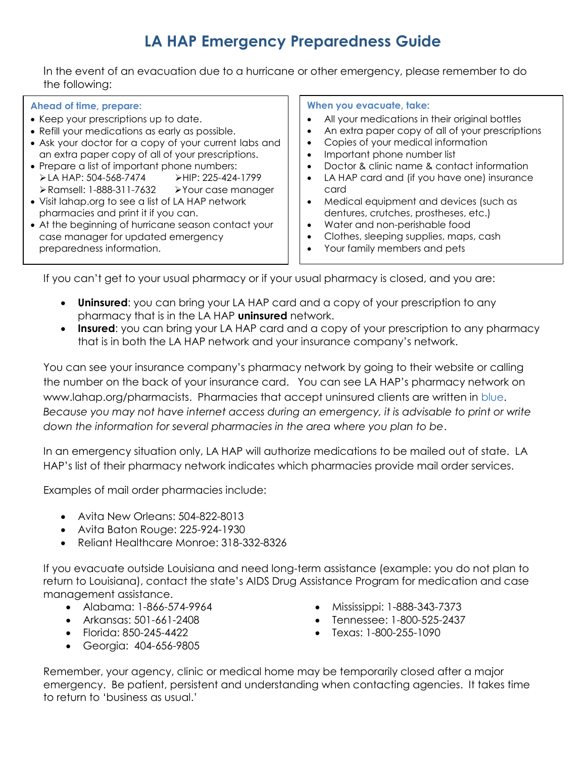# LA HAP Emergency Preparedness Guide

In the event of an evacuation due to a hurricane or other emergency, please remember to do the following:

**Ahead of time, prepare:**

- Keep your prescriptions up to date.
- Refill your medications as early as possible.
- Ask your doctor for a copy of your current labs and an extra paper copy of all of your prescriptions.
- Prepare a list of important phone numbers:
  - LA HAP: 504-568-7474
  - HIP: 225-424-1799
  - Ramsell: 1-888-311-7632
  - Your case manager
- Visit lahap.org to see a list of LA HAP network pharmacies and print it if you can.
- At the beginning of hurricane season contact your case manager for updated emergency preparedness information.

**When you evacuate, take:**

- All your medications in their original bottles
- An extra paper copy of all of your prescriptions
- Copies of your medical information
- Important phone number list
- Doctor & clinic name & contact information
- LA HAP card and (if you have one) insurance card
- Medical equipment and devices (such as dentures, crutches, prostheses, etc.)
- Water and non-perishable food
- Clothes, sleeping supplies, maps, cash
- Your family members and pets

If you can't get to your usual pharmacy or if your usual pharmacy is closed, and you are:

- **Uninsured**: you can bring your LA HAP card and a copy of your prescription to any pharmacy that is in the LA HAP **uninsured** network.
- **Insured**: you can bring your LA HAP card and a copy of your prescription to any pharmacy that is in both the LA HAP network and your insurance company's network.

You can see your insurance company's pharmacy network by going to their website or calling the number on the back of your insurance card. You can see LA HAP's pharmacy network on www.lahap.org/pharmacists. Pharmacies that accept uninsured clients are written in blue. *Because you may not have internet access during an emergency, it is advisable to print or write down the information for several pharmacies in the area where you plan to be*.

In an emergency situation only, LA HAP will authorize medications to be mailed out of state. LA HAP's list of their pharmacy network indicates which pharmacies provide mail order services.

Examples of mail order pharmacies include:

- Avita New Orleans: 504-822-8013
- Avita Baton Rouge: 225-924-1930
- Reliant Healthcare Monroe: 318-332-8326

If you evacuate outside Louisiana and need long-term assistance (example: you do not plan to return to Louisiana), contact the state's AIDS Drug Assistance Program for medication and case management assistance.

- Alabama: 1-866-574-9964
- Arkansas: 501-661-2408
- Florida: 850-245-4422
- Georgia: 404-656-9805
- Mississippi: 1-888-343-7373
- Tennessee: 1-800-525-2437
- Texas: 1-800-255-1090

Remember, your agency, clinic or medical home may be temporarily closed after a major emergency. Be patient, persistent and understanding when contacting agencies. It takes time to return to 'business as usual.'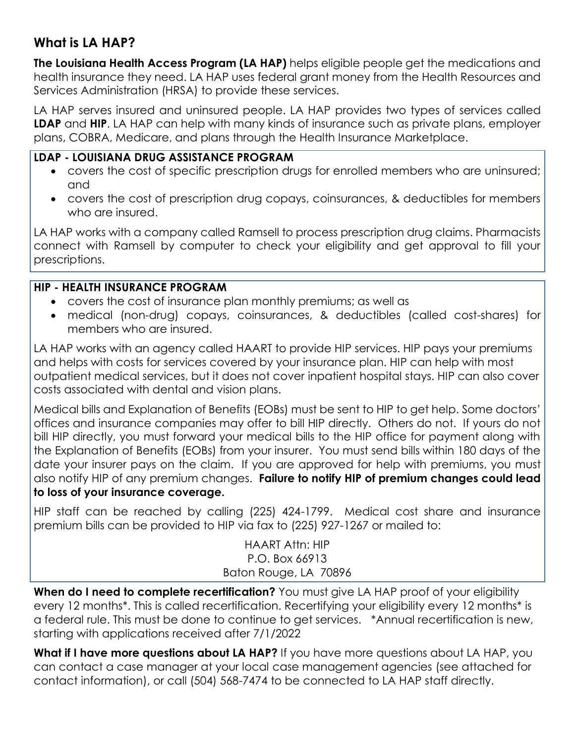## What is LA HAP?

**The Louisiana Health Access Program (LA HAP)** helps eligible people get the medications and health insurance they need. LA HAP uses federal grant money from the Health Resources and Services Administration (HRSA) to provide these services.

LA HAP serves insured and uninsured people. LA HAP provides two types of services called **LDAP** and **HIP**. LA HAP can help with many kinds of insurance such as private plans, employer plans, COBRA, Medicare, and plans through the Health Insurance Marketplace.

**LDAP - LOUISIANA DRUG ASSISTANCE PROGRAM**

- covers the cost of specific prescription drugs for enrolled members who are uninsured; and
- covers the cost of prescription drug copays, coinsurances, & deductibles for members who are insured.

LA HAP works with a company called Ramsell to process prescription drug claims. Pharmacists connect with Ramsell by computer to check your eligibility and get approval to fill your prescriptions.

**HIP - HEALTH INSURANCE PROGRAM**

- covers the cost of insurance plan monthly premiums; as well as
- medical (non-drug) copays, coinsurances, & deductibles (called cost-shares) for members who are insured.

LA HAP works with an agency called HAART to provide HIP services. HIP pays your premiums and helps with costs for services covered by your insurance plan. HIP can help with most outpatient medical services, but it does not cover inpatient hospital stays. HIP can also cover costs associated with dental and vision plans.

Medical bills and Explanation of Benefits (EOBs) must be sent to HIP to get help. Some doctors' offices and insurance companies may offer to bill HIP directly. Others do not. If yours do not bill HIP directly, you must forward your medical bills to the HIP office for payment along with the Explanation of Benefits (EOBs) from your insurer. You must send bills within 180 days of the date your insurer pays on the claim. If you are approved for help with premiums, you must also notify HIP of any premium changes. **Failure to notify HIP of premium changes could lead to loss of your insurance coverage.**

HIP staff can be reached by calling (225) 424-1799. Medical cost share and insurance premium bills can be provided to HIP via fax to (225) 927-1267 or mailed to:

HAART Attn: HIP
P.O. Box 66913
Baton Rouge, LA 70896

**When do I need to complete recertification?** You must give LA HAP proof of your eligibility every 12 months*. This is called recertification. Recertifying your eligibility every 12 months* is a federal rule. This must be done to continue to get services. *Annual recertification is new, starting with applications received after 7/1/2022

**What if I have more questions about LA HAP?** If you have more questions about LA HAP, you can contact a case manager at your local case management agencies (see attached for contact information), or call (504) 568-7474 to be connected to LA HAP staff directly.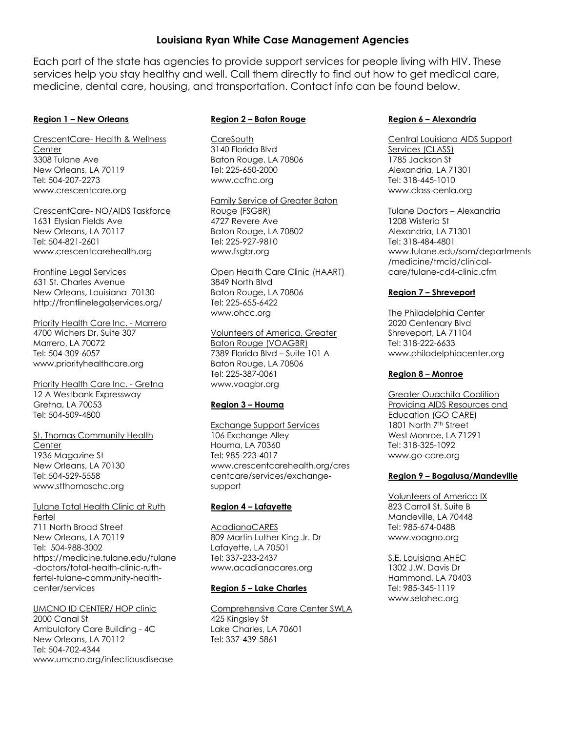# Louisiana Ryan White Case Management Agencies

Each part of the state has agencies to provide support services for people living with HIV. These services help you stay healthy and well. Call them directly to find out how to get medical care, medicine, dental care, housing, and transportation. Contact info can be found below.

## Region 1 – New Orleans

CrescentCare- Health & Wellness Center
3308 Tulane Ave
New Orleans, LA 70119
Tel: 504-207-2273
www.crescentcare.org

CrescentCare- NO/AIDS Taskforce
1631 Elysian Fields Ave
New Orleans, LA 70117
Tel: 504-821-2601
www.crescentcarehealth.org

Frontline Legal Services
631 St. Charles Avenue
New Orleans, Louisiana 70130
http://frontlinelegalservices.org/

Priority Health Care Inc. - Marrero
4700 Wichers Dr, Suite 307
Marrero, LA 70072
Tel: 504-309-6057
www.priorityhealthcare.org

Priority Health Care Inc. - Gretna
12 A Westbank Expressway
Gretna, LA 70053
Tel: 504-509-4800

St. Thomas Community Health Center
1936 Magazine St
New Orleans, LA 70130
Tel: 504-529-5558
www.stthomaschc.org

Tulane Total Health Clinic at Ruth Fertel
711 North Broad Street
New Orleans, LA 70119
Tel: 504-988-3002
https://medicine.tulane.edu/tulane-doctors/total-health-clinic-ruth-fertel-tulane-community-health-center/services

UMCNO ID CENTER/ HOP clinic
2000 Canal St
Ambulatory Care Building - 4C
New Orleans, LA 70112
Tel: 504-702-4344
www.umcno.org/infectiousdisease

## Region 2 – Baton Rouge

CareSouth
3140 Florida Blvd
Baton Rouge, LA 70806
Tel: 225-650-2000
www.ccfhc.org

Family Service of Greater Baton Rouge (FSGBR)
4727 Revere Ave
Baton Rouge, LA 70802
Tel: 225-927-9810
www.fsgbr.org

Open Health Care Clinic (HAART)
3849 North Blvd
Baton Rouge, LA 70806
Tel: 225-655-6422
www.ohcc.org

Volunteers of America, Greater Baton Rouge (VOAGBR)
7389 Florida Blvd – Suite 101 A
Baton Rouge, LA 70806
Tel: 225-387-0061
www.voagbr.org

## Region 3 – Houma

Exchange Support Services
106 Exchange Alley
Houma, LA 70360
Tel: 985-223-4017
www.crescentcarehealth.org/crescentcare/services/exchange-support

## Region 4 – Lafayette

AcadianaCARES
809 Martin Luther King Jr. Dr
Lafayette, LA 70501
Tel: 337-233-2437
www.acadianacares.org

## Region 5 – Lake Charles

Comprehensive Care Center SWLA
425 Kingsley St
Lake Charles, LA 70601
Tel: 337-439-5861

## Region 6 – Alexandria

Central Louisiana AIDS Support Services (CLASS)
1785 Jackson St
Alexandria, LA 71301
Tel: 318-445-1010
www.class-cenla.org

Tulane Doctors – Alexandria
1208 Wisteria St
Alexandria, LA 71301
Tel: 318-484-4801
www.tulane.edu/som/departments/medicine/tmcid/clinical-care/tulane-cd4-clinic.cfm

## Region 7 – Shreveport

The Philadelphia Center
2020 Centenary Blvd
Shreveport, LA 71104
Tel: 318-222-6633
www.philadelphiacenter.org

## Region 8 – Monroe

Greater Ouachita Coalition Providing AIDS Resources and Education (GO CARE)
1801 North 7th Street
West Monroe, LA 71291
Tel: 318-325-1092
www.go-care.org

## Region 9 – Bogalusa/Mandeville

Volunteers of America IX
823 Carroll St. Suite B
Mandeville, LA 70448
Tel: 985-674-0488
www.voagno.org

S.E. Louisiana AHEC
1302 J.W. Davis Dr
Hammond, LA 70403
Tel: 985-345-1119
www.selahec.org